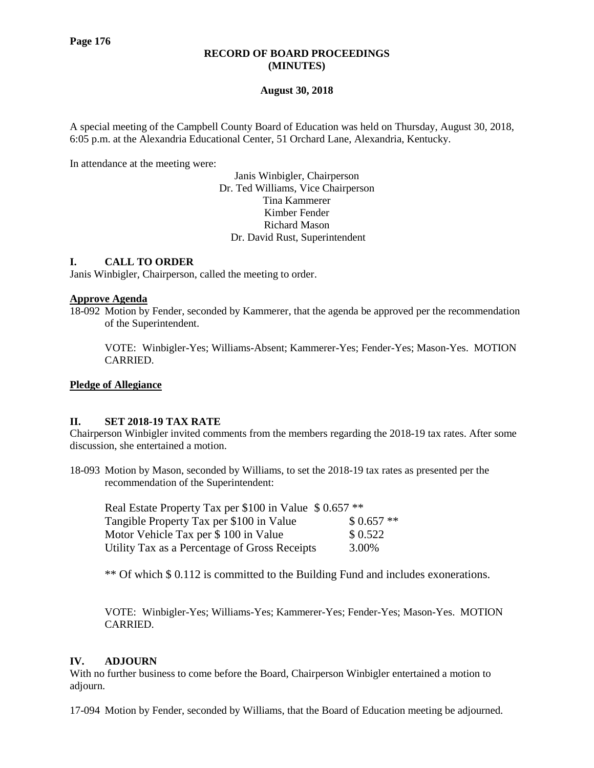# RECORD OF BOARD PROCEEDINGS
## (MINUTES)

**August 30, 2018**

A special meeting of the Campbell County Board of Education was held on Thursday, August 30, 2018, 6:05 p.m. at the Alexandria Educational Center, 51 Orchard Lane, Alexandria, Kentucky.

In attendance at the meeting were:

Janis Winbigler, Chairperson
Dr. Ted Williams, Vice Chairperson
Tina Kammerer
Kimber Fender
Richard Mason
Dr. David Rust, Superintendent

## I. CALL TO ORDER

Janis Winbigler, Chairperson, called the meeting to order.

**Approve Agenda**

18-092 Motion by Fender, seconded by Kammerer, that the agenda be approved per the recommendation of the Superintendent.

VOTE: Winbigler-Yes; Williams-Absent; Kammerer-Yes; Fender-Yes; Mason-Yes. MOTION CARRIED.

**Pledge of Allegiance**

## II. SET 2018-19 TAX RATE

Chairperson Winbigler invited comments from the members regarding the 2018-19 tax rates. After some discussion, she entertained a motion.

18-093 Motion by Mason, seconded by Williams, to set the 2018-19 tax rates as presented per the recommendation of the Superintendent:

| | |
|---|---|
| Real Estate Property Tax per $100 in Value | $ 0.657 ** |
| Tangible Property Tax per $100 in Value | $ 0.657 ** |
| Motor Vehicle Tax per $ 100 in Value | $ 0.522 |
| Utility Tax as a Percentage of Gross Receipts | 3.00% |

** Of which $ 0.112 is committed to the Building Fund and includes exonerations.

VOTE: Winbigler-Yes; Williams-Yes; Kammerer-Yes; Fender-Yes; Mason-Yes. MOTION CARRIED.

## IV. ADJOURN

With no further business to come before the Board, Chairperson Winbigler entertained a motion to adjourn.

17-094 Motion by Fender, seconded by Williams, that the Board of Education meeting be adjourned.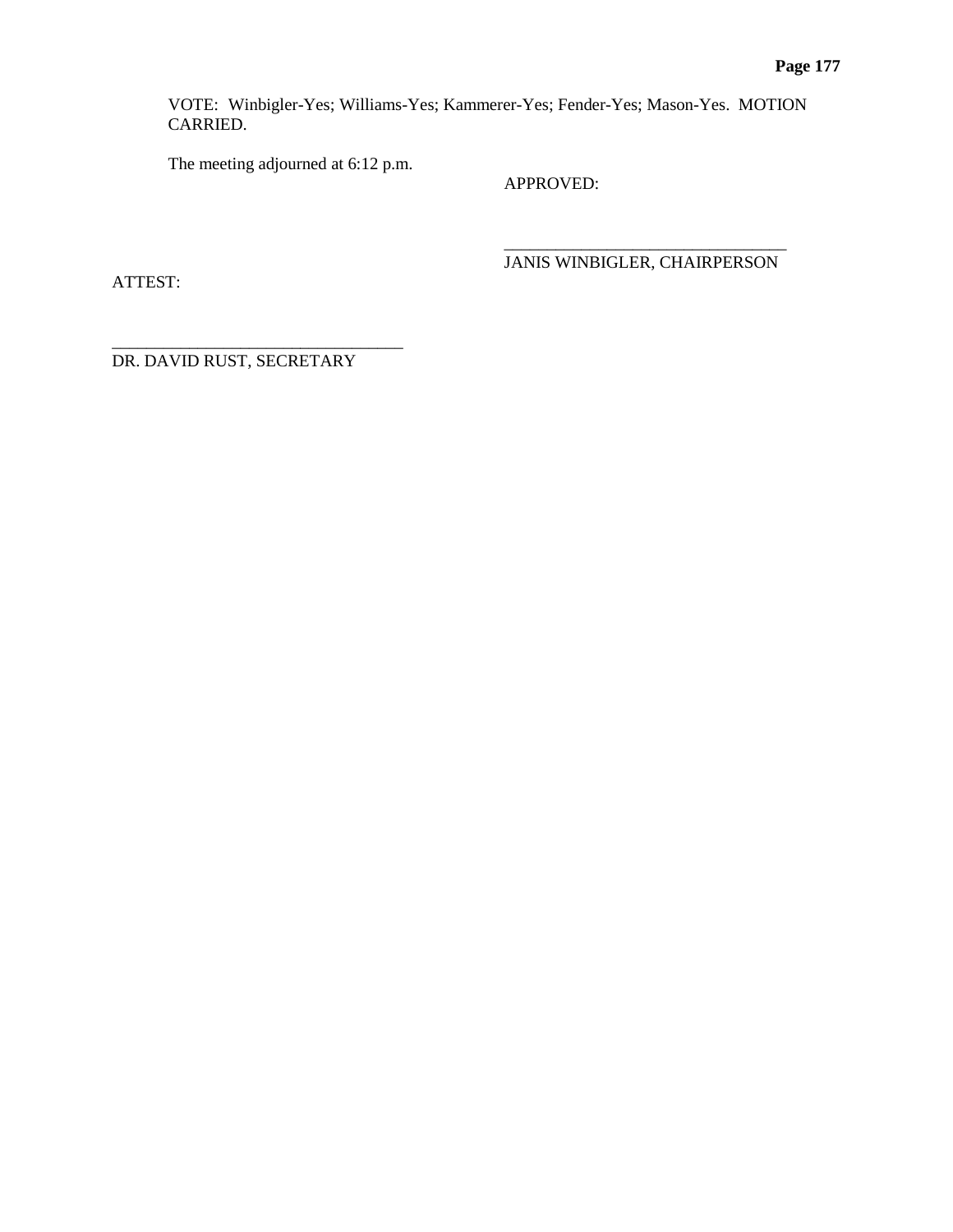VOTE: Winbigler-Yes; Williams-Yes; Kammerer-Yes; Fender-Yes; Mason-Yes. MOTION CARRIED.

The meeting adjourned at 6:12 p.m.

APPROVED:

\_\_\_\_\_\_\_\_\_\_\_\_\_\_\_\_\_\_\_\_\_\_\_\_\_\_\_\_\_\_\_\_
JANIS WINBIGLER, CHAIRPERSON

ATTEST:

\_\_\_\_\_\_\_\_\_\_\_\_\_\_\_\_\_\_\_\_\_\_\_\_\_\_\_\_\_\_\_\_
DR. DAVID RUST, SECRETARY